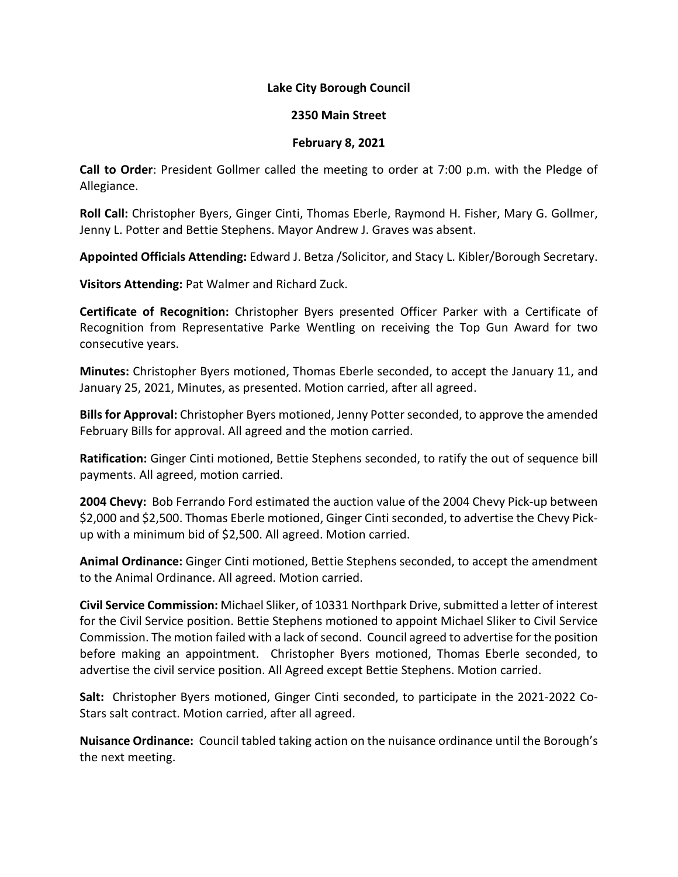**Lake City Borough Council**

**2350 Main Street**

**February 8, 2021**

**Call to Order**: President Gollmer called the meeting to order at 7:00 p.m. with the Pledge of Allegiance.

**Roll Call:** Christopher Byers, Ginger Cinti, Thomas Eberle, Raymond H. Fisher, Mary G. Gollmer, Jenny L. Potter and Bettie Stephens. Mayor Andrew J. Graves was absent.

**Appointed Officials Attending:** Edward J. Betza /Solicitor, and Stacy L. Kibler/Borough Secretary.

**Visitors Attending:** Pat Walmer and Richard Zuck.

**Certificate of Recognition:** Christopher Byers presented Officer Parker with a Certificate of Recognition from Representative Parke Wentling on receiving the Top Gun Award for two consecutive years.

**Minutes:** Christopher Byers motioned, Thomas Eberle seconded, to accept the January 11, and January 25, 2021, Minutes, as presented. Motion carried, after all agreed.

**Bills for Approval:** Christopher Byers motioned, Jenny Potter seconded, to approve the amended February Bills for approval. All agreed and the motion carried.

**Ratification:** Ginger Cinti motioned, Bettie Stephens seconded, to ratify the out of sequence bill payments. All agreed, motion carried.

**2004 Chevy:** Bob Ferrando Ford estimated the auction value of the 2004 Chevy Pick-up between $2,000 and $2,500. Thomas Eberle motioned, Ginger Cinti seconded, to advertise the Chevy Pick-up with a minimum bid of $2,500. All agreed. Motion carried.

**Animal Ordinance:** Ginger Cinti motioned, Bettie Stephens seconded, to accept the amendment to the Animal Ordinance. All agreed. Motion carried.

**Civil Service Commission:** Michael Sliker, of 10331 Northpark Drive, submitted a letter of interest for the Civil Service position. Bettie Stephens motioned to appoint Michael Sliker to Civil Service Commission. The motion failed with a lack of second. Council agreed to advertise for the position before making an appointment. Christopher Byers motioned, Thomas Eberle seconded, to advertise the civil service position. All Agreed except Bettie Stephens. Motion carried.

**Salt:** Christopher Byers motioned, Ginger Cinti seconded, to participate in the 2021-2022 Co-Stars salt contract. Motion carried, after all agreed.

**Nuisance Ordinance:** Council tabled taking action on the nuisance ordinance until the Borough's the next meeting.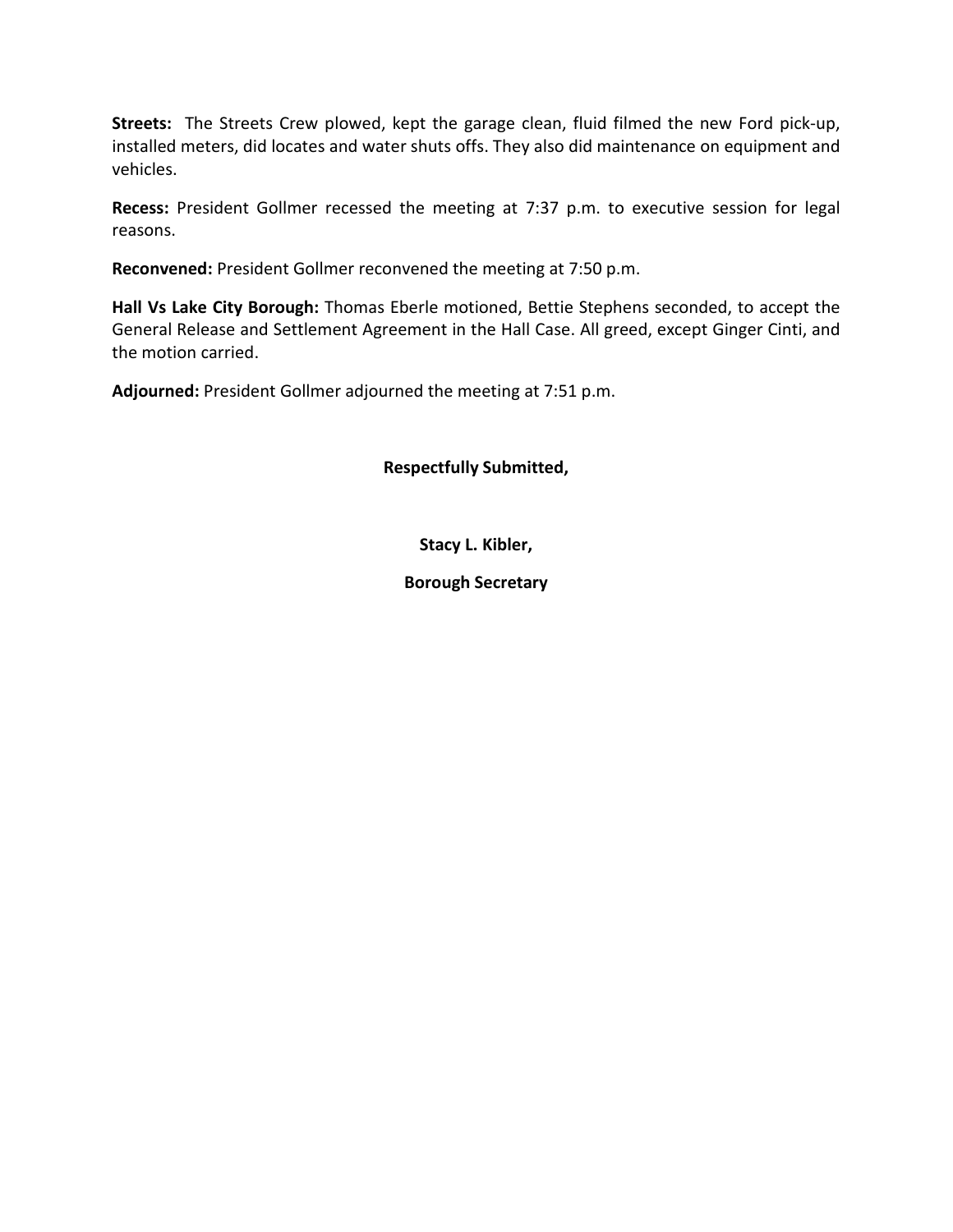**Streets:** The Streets Crew plowed, kept the garage clean, fluid filmed the new Ford pick-up, installed meters, did locates and water shuts offs. They also did maintenance on equipment and vehicles.

**Recess:** President Gollmer recessed the meeting at 7:37 p.m. to executive session for legal reasons.

**Reconvened:** President Gollmer reconvened the meeting at 7:50 p.m.

**Hall Vs Lake City Borough:** Thomas Eberle motioned, Bettie Stephens seconded, to accept the General Release and Settlement Agreement in the Hall Case. All greed, except Ginger Cinti, and the motion carried.

**Adjourned:** President Gollmer adjourned the meeting at 7:51 p.m.

**Respectfully Submitted,**

**Stacy L. Kibler,**

**Borough Secretary**